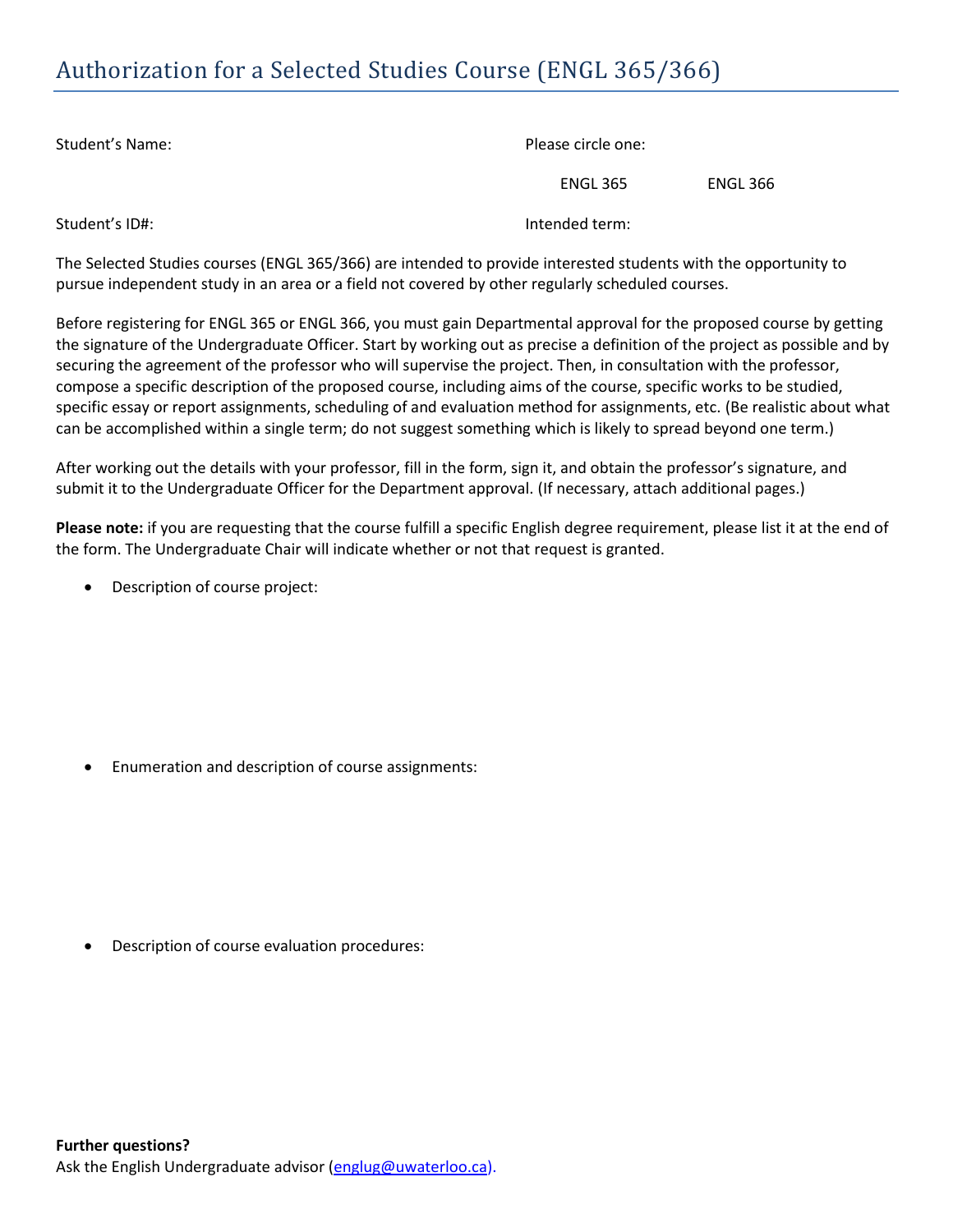# Authorization for a Selected Studies Course (ENGL 365/366)

Student's Name:

Please circle one:

ENGL 365 ENGL 366

Student's ID#:

Intended term:

The Selected Studies courses (ENGL 365/366) are intended to provide interested students with the opportunity to pursue independent study in an area or a field not covered by other regularly scheduled courses.

Before registering for ENGL 365 or ENGL 366, you must gain Departmental approval for the proposed course by getting the signature of the Undergraduate Officer. Start by working out as precise a definition of the project as possible and by securing the agreement of the professor who will supervise the project. Then, in consultation with the professor, compose a specific description of the proposed course, including aims of the course, specific works to be studied, specific essay or report assignments, scheduling of and evaluation method for assignments, etc. (Be realistic about what can be accomplished within a single term; do not suggest something which is likely to spread beyond one term.)

After working out the details with your professor, fill in the form, sign it, and obtain the professor's signature, and submit it to the Undergraduate Officer for the Department approval. (If necessary, attach additional pages.)

**Please note:** if you are requesting that the course fulfill a specific English degree requirement, please list it at the end of the form. The Undergraduate Chair will indicate whether or not that request is granted.

- Description of course project:

- Enumeration and description of course assignments:

- Description of course evaluation procedures:

**Further questions?**
Ask the English Undergraduate advisor (englug@uwaterloo.ca).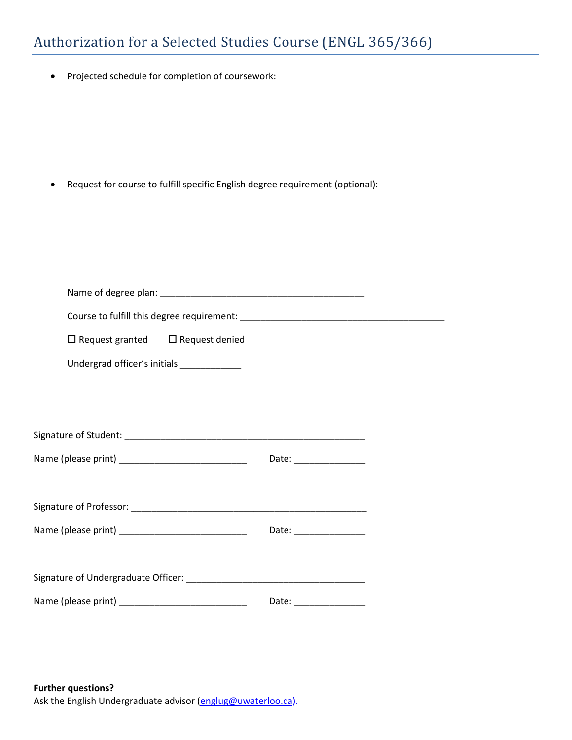## Authorization for a Selected Studies Course (ENGL 365/366)

- Projected schedule for completion of coursework:

- Request for course to fulfill specific English degree requirement (optional):

Name of degree plan: ________________________________________

Course to fulfill this degree requirement: ________________________________________

☐ Request granted ☐ Request denied

Undergrad officer's initials ____________

Signature of Student: ________________________________________________

Name (please print) _________________________ Date: ______________

Signature of Professor: ________________________________________________

Name (please print) _________________________ Date: ______________

Signature of Undergraduate Officer: ___________________________________

Name (please print) _________________________ Date: ______________

**Further questions?**
Ask the English Undergraduate advisor (englug@uwaterloo.ca).